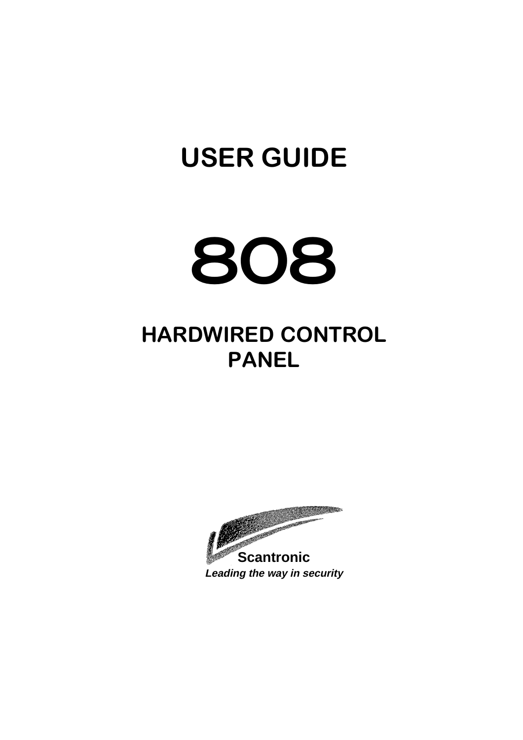# USER GUIDE

# 808

## HARDWIRED CONTROL PANEL

**Scantronic**

***Leading the way in security***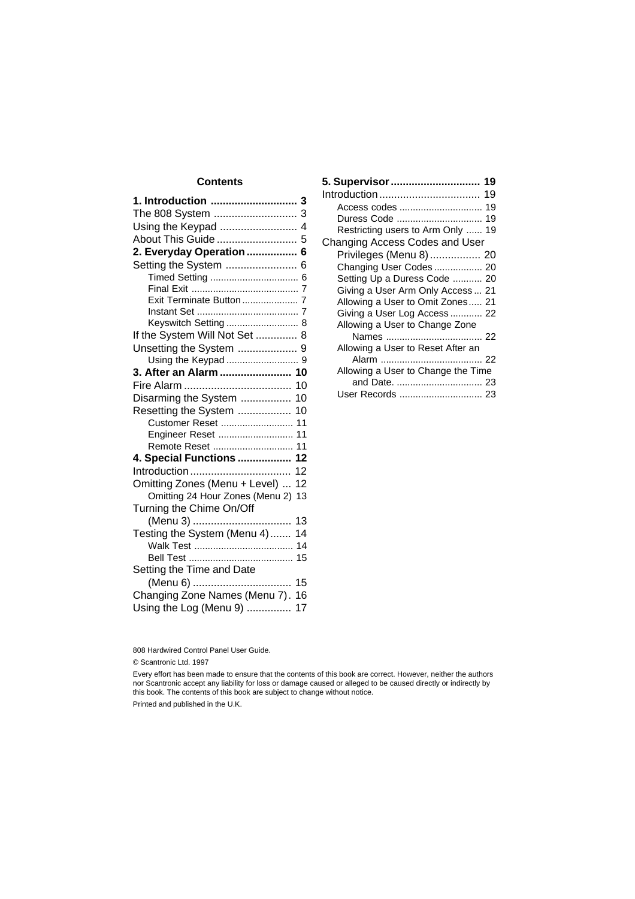## Contents

**1. Introduction** ............................. **3**

The 808 System ............................ 3

Using the Keypad .......................... 4

About This Guide ........................... 5

**2. Everyday Operation** ................. **6**

Setting the System ........................ 6

- Timed Setting ................................. 6
- Final Exit ........................................ 7
- Exit Terminate Button ..................... 7
- Instant Set ...................................... 7
- Keyswitch Setting ........................... 8

If the System Will Not Set ............. 8

Unsetting the System .................... 9

- Using the Keypad ........................... 9

**3. After an Alarm** ........................ **10**

Fire Alarm .................................... 10

Disarming the System ................. 10

Resetting the System .................. 10

- Customer Reset ........................... 11
- Engineer Reset ............................ 11
- Remote Reset .............................. 11

**4. Special Functions** .................. **12**

Introduction .................................. 12

Omitting Zones (Menu + Level) ... 12

- Omitting 24 Hour Zones (Menu 2) 13

Turning the Chime On/Off (Menu 3) ................................. 13

Testing the System (Menu 4) ....... 14

- Walk Test ..................................... 14
- Bell Test ....................................... 15

Setting the Time and Date (Menu 6) ................................. 15

Changing Zone Names (Menu 7) . 16

Using the Log (Menu 9) ............... 17

**5. Supervisor** .............................. **19**

Introduction .................................. 19

- Access codes ................................ 19
- Duress Code ................................. 19
- Restricting users to Arm Only ...... 19

Changing Access Codes and User Privileges (Menu 8) ................. 20

- Changing User Codes .................. 20
- Setting Up a Duress Code ........... 20
- Giving a User Arm Only Access ... 21
- Allowing a User to Omit Zones ..... 21
- Giving a User Log Access ............ 22
- Allowing a User to Change Zone Names .................................... 22
- Allowing a User to Reset After an Alarm ...................................... 22
- Allowing a User to Change the Time and Date. ................................ 23
- User Records ............................... 23

808 Hardwired Control Panel User Guide.

© Scantronic Ltd. 1997

Every effort has been made to ensure that the contents of this book are correct. However, neither the authors nor Scantronic accept any liability for loss or damage caused or alleged to be caused directly or indirectly by this book. The contents of this book are subject to change without notice.

Printed and published in the U.K.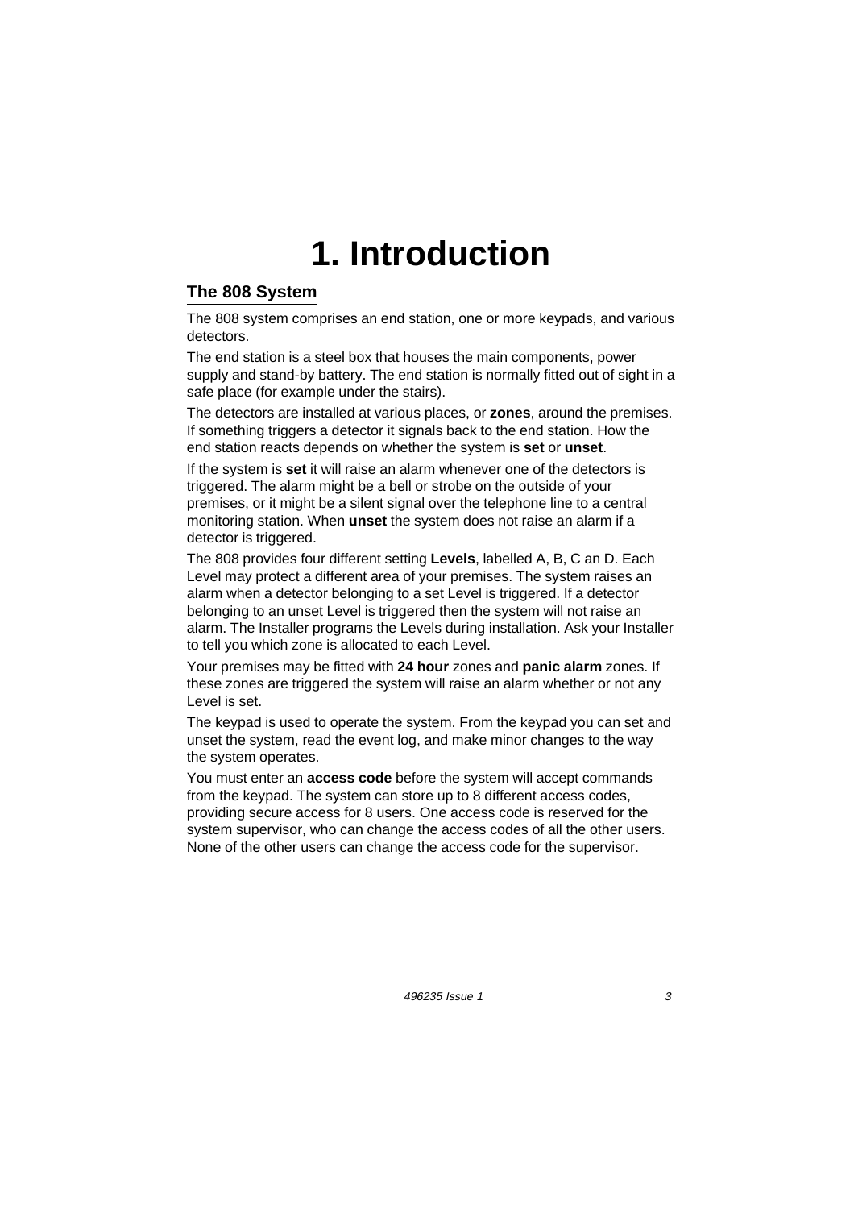# 1. Introduction

## The 808 System

The 808 system comprises an end station, one or more keypads, and various detectors.

The end station is a steel box that houses the main components, power supply and stand-by battery. The end station is normally fitted out of sight in a safe place (for example under the stairs).

The detectors are installed at various places, or **zones**, around the premises. If something triggers a detector it signals back to the end station. How the end station reacts depends on whether the system is **set** or **unset**.

If the system is **set** it will raise an alarm whenever one of the detectors is triggered. The alarm might be a bell or strobe on the outside of your premises, or it might be a silent signal over the telephone line to a central monitoring station. When **unset** the system does not raise an alarm if a detector is triggered.

The 808 provides four different setting **Levels**, labelled A, B, C an D. Each Level may protect a different area of your premises. The system raises an alarm when a detector belonging to a set Level is triggered. If a detector belonging to an unset Level is triggered then the system will not raise an alarm. The Installer programs the Levels during installation. Ask your Installer to tell you which zone is allocated to each Level.

Your premises may be fitted with **24 hour** zones and **panic alarm** zones. If these zones are triggered the system will raise an alarm whether or not any Level is set.

The keypad is used to operate the system. From the keypad you can set and unset the system, read the event log, and make minor changes to the way the system operates.

You must enter an **access code** before the system will accept commands from the keypad. The system can store up to 8 different access codes, providing secure access for 8 users. One access code is reserved for the system supervisor, who can change the access codes of all the other users. None of the other users can change the access code for the supervisor.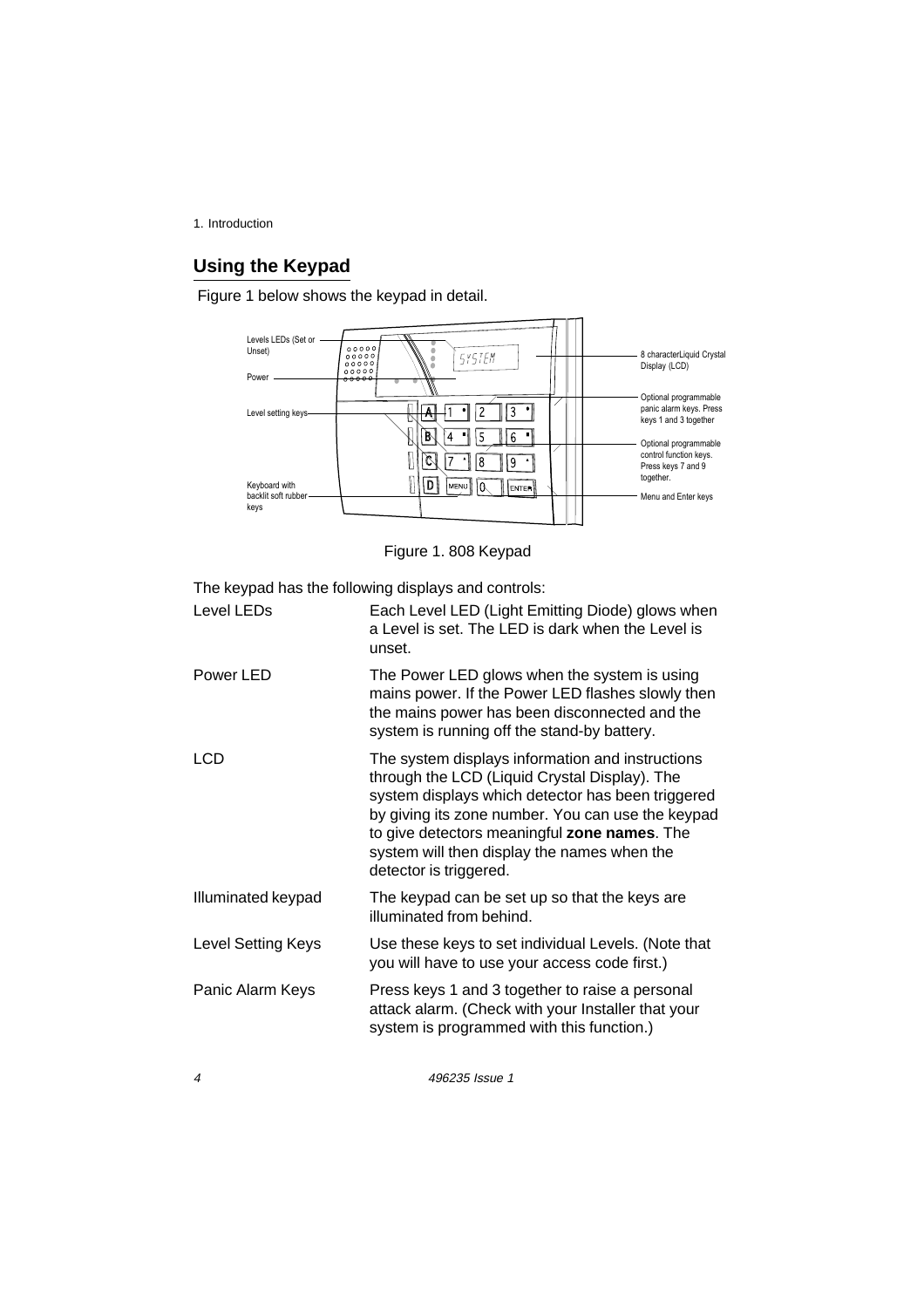## Using the Keypad

Figure 1 below shows the keypad in detail.

Figure 1. 808 Keypad

The keypad has the following displays and controls:

| | |
|---|---|
| Level LEDs | Each Level LED (Light Emitting Diode) glows when a Level is set. The LED is dark when the Level is unset. |
| Power LED | The Power LED glows when the system is using mains power. If the Power LED flashes slowly then the mains power has been disconnected and the system is running off the stand-by battery. |
| LCD | The system displays information and instructions through the LCD (Liquid Crystal Display). The system displays which detector has been triggered by giving its zone number. You can use the keypad to give detectors meaningful **zone names**. The system will then display the names when the detector is triggered. |
| Illuminated keypad | The keypad can be set up so that the keys are illuminated from behind. |
| Level Setting Keys | Use these keys to set individual Levels. (Note that you will have to use your access code first.) |
| Panic Alarm Keys | Press keys 1 and 3 together to raise a personal attack alarm. (Check with your Installer that your system is programmed with this function.) |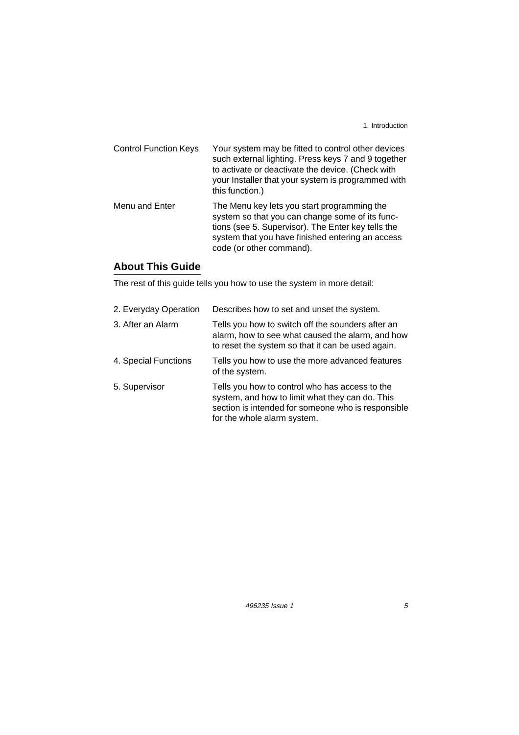| | |
|---|---|
| Control Function Keys | Your system may be fitted to control other devices such external lighting. Press keys 7 and 9 together to activate or deactivate the device. (Check with your Installer that your system is programmed with this function.) |
| Menu and Enter | The Menu key lets you start programming the system so that you can change some of its functions (see 5. Supervisor). The Enter key tells the system that you have finished entering an access code (or other command). |

## About This Guide

The rest of this guide tells you how to use the system in more detail:

| | |
|---|---|
| 2. Everyday Operation | Describes how to set and unset the system. |
| 3. After an Alarm | Tells you how to switch off the sounders after an alarm, how to see what caused the alarm, and how to reset the system so that it can be used again. |
| 4. Special Functions | Tells you how to use the more advanced features of the system. |
| 5. Supervisor | Tells you how to control who has access to the system, and how to limit what they can do. This section is intended for someone who is responsible for the whole alarm system. |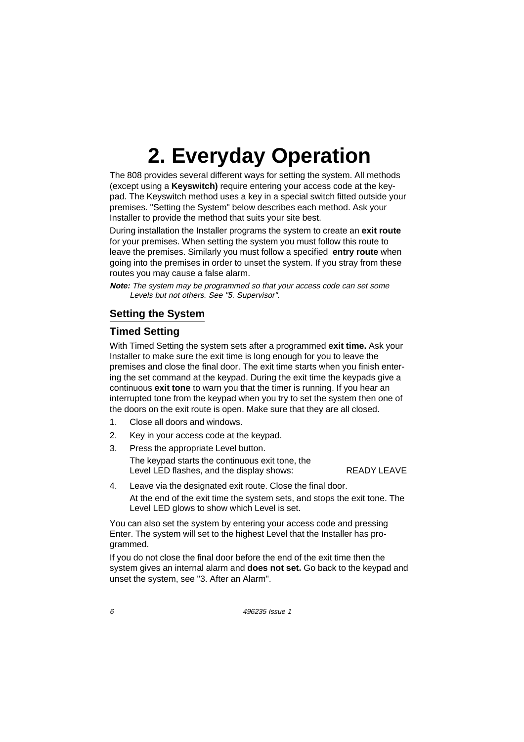# 2. Everyday Operation

The 808 provides several different ways for setting the system. All methods (except using a **Keyswitch)** require entering your access code at the keypad. The Keyswitch method uses a key in a special switch fitted outside your premises. "Setting the System" below describes each method. Ask your Installer to provide the method that suits your site best.

During installation the Installer programs the system to create an **exit route** for your premises. When setting the system you must follow this route to leave the premises. Similarly you must follow a specified **entry route** when going into the premises in order to unset the system. If you stray from these routes you may cause a false alarm.

***Note:*** *The system may be programmed so that your access code can set some Levels but not others. See "5. Supervisor".*

## Setting the System

### Timed Setting

With Timed Setting the system sets after a programmed **exit time.** Ask your Installer to make sure the exit time is long enough for you to leave the premises and close the final door. The exit time starts when you finish entering the set command at the keypad. During the exit time the keypads give a continuous **exit tone** to warn you that the timer is running. If you hear an interrupted tone from the keypad when you try to set the system then one of the doors on the exit route is open. Make sure that they are all closed.

1. Close all doors and windows.
2. Key in your access code at the keypad.
3. Press the appropriate Level button.

   The keypad starts the continuous exit tone, the Level LED flashes, and the display shows: READY LEAVE

4. Leave via the designated exit route. Close the final door.

   At the end of the exit time the system sets, and stops the exit tone. The Level LED glows to show which Level is set.

You can also set the system by entering your access code and pressing Enter. The system will set to the highest Level that the Installer has programmed.

If you do not close the final door before the end of the exit time then the system gives an internal alarm and **does not set.** Go back to the keypad and unset the system, see "3. After an Alarm".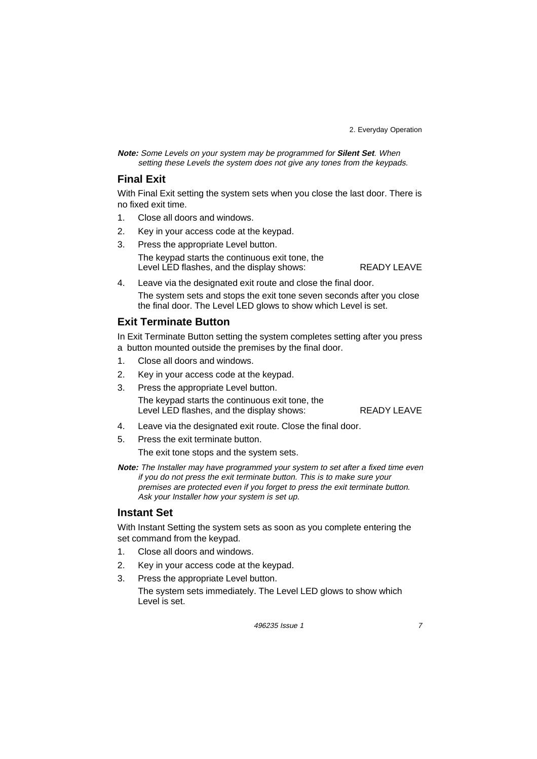***Note:*** *Some Levels on your system may be programmed for* ***Silent Set****. When setting these Levels the system does not give any tones from the keypads.*

## Final Exit

With Final Exit setting the system sets when you close the last door. There is no fixed exit time.

1. Close all doors and windows.
2. Key in your access code at the keypad.
3. Press the appropriate Level button.

   The keypad starts the continuous exit tone, the Level LED flashes, and the display shows: READY LEAVE

4. Leave via the designated exit route and close the final door.

   The system sets and stops the exit tone seven seconds after you close the final door. The Level LED glows to show which Level is set.

## Exit Terminate Button

In Exit Terminate Button setting the system completes setting after you press a button mounted outside the premises by the final door.

1. Close all doors and windows.
2. Key in your access code at the keypad.
3. Press the appropriate Level button.

   The keypad starts the continuous exit tone, the Level LED flashes, and the display shows: READY LEAVE

4. Leave via the designated exit route. Close the final door.
5. Press the exit terminate button.

   The exit tone stops and the system sets.

***Note:*** *The Installer may have programmed your system to set after a fixed time even if you do not press the exit terminate button. This is to make sure your premises are protected even if you forget to press the exit terminate button. Ask your Installer how your system is set up.*

## Instant Set

With Instant Setting the system sets as soon as you complete entering the set command from the keypad.

1. Close all doors and windows.
2. Key in your access code at the keypad.
3. Press the appropriate Level button.

   The system sets immediately. The Level LED glows to show which Level is set.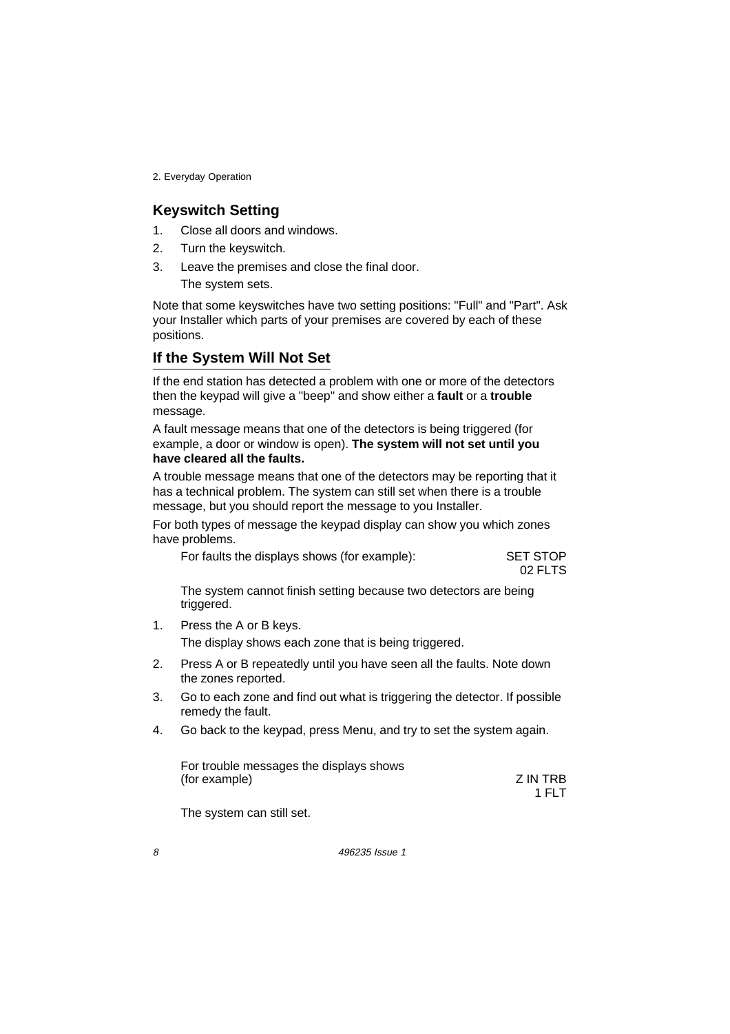## Keyswitch Setting

1. Close all doors and windows.
2. Turn the keyswitch.
3. Leave the premises and close the final door.

   The system sets.

Note that some keyswitches have two setting positions: "Full" and "Part". Ask your Installer which parts of your premises are covered by each of these positions.

## If the System Will Not Set

If the end station has detected a problem with one or more of the detectors then the keypad will give a "beep" and show either a **fault** or a **trouble** message.

A fault message means that one of the detectors is being triggered (for example, a door or window is open). **The system will not set until you have cleared all the faults.**

A trouble message means that one of the detectors may be reporting that it has a technical problem. The system can still set when there is a trouble message, but you should report the message to you Installer.

For both types of message the keypad display can show you which zones have problems.

For faults the displays shows (for example):

```
SET STOP
 02 FLTS
```

The system cannot finish setting because two detectors are being triggered.

1. Press the A or B keys.

   The display shows each zone that is being triggered.

2. Press A or B repeatedly until you have seen all the faults. Note down the zones reported.
3. Go to each zone and find out what is triggering the detector. If possible remedy the fault.
4. Go back to the keypad, press Menu, and try to set the system again.

For trouble messages the displays shows (for example)

```
Z IN TRB
   1 FLT
```

The system can still set.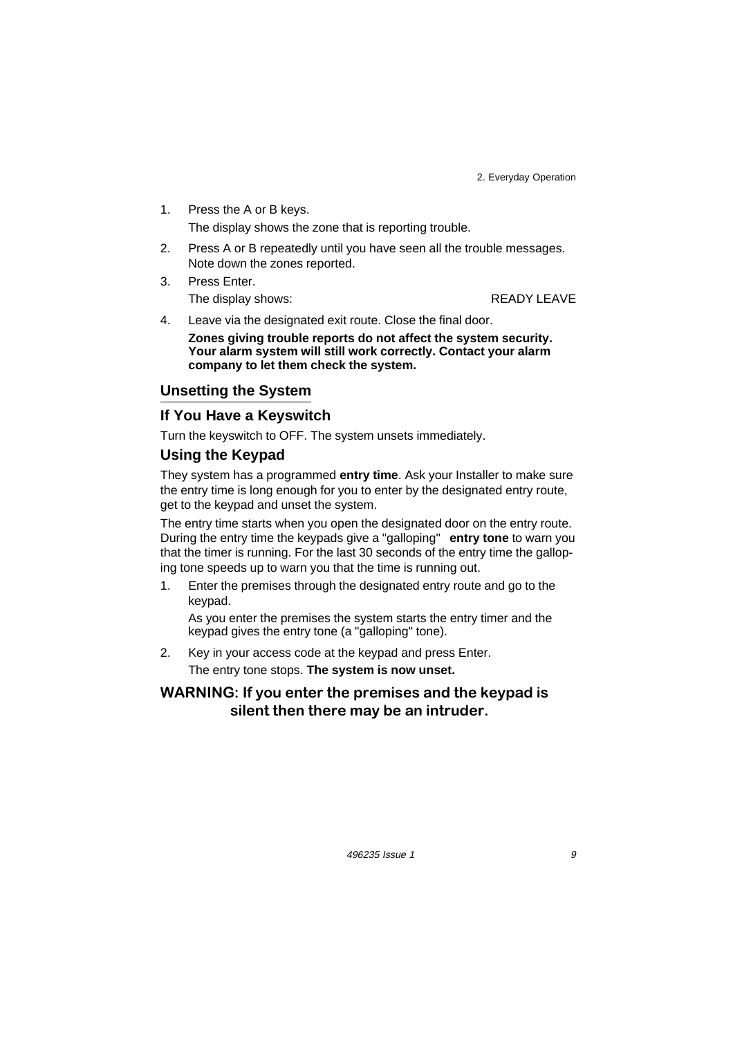1. Press the A or B keys.

   The display shows the zone that is reporting trouble.

2. Press A or B repeatedly until you have seen all the trouble messages. Note down the zones reported.

3. Press Enter.

   The display shows: READY LEAVE

4. Leave via the designated exit route. Close the final door.

   **Zones giving trouble reports do not affect the system security. Your alarm system will still work correctly. Contact your alarm company to let them check the system.**

## Unsetting the System

### If You Have a Keyswitch

Turn the keyswitch to OFF. The system unsets immediately.

### Using the Keypad

They system has a programmed **entry time**. Ask your Installer to make sure the entry time is long enough for you to enter by the designated entry route, get to the keypad and unset the system.

The entry time starts when you open the designated door on the entry route. During the entry time the keypads give a "galloping" **entry tone** to warn you that the timer is running. For the last 30 seconds of the entry time the galloping tone speeds up to warn you that the time is running out.

1. Enter the premises through the designated entry route and go to the keypad.

   As you enter the premises the system starts the entry timer and the keypad gives the entry tone (a "galloping" tone).

2. Key in your access code at the keypad and press Enter.

   The entry tone stops. **The system is now unset.**

**WARNING: If you enter the premises and the keypad is silent then there may be an intruder.**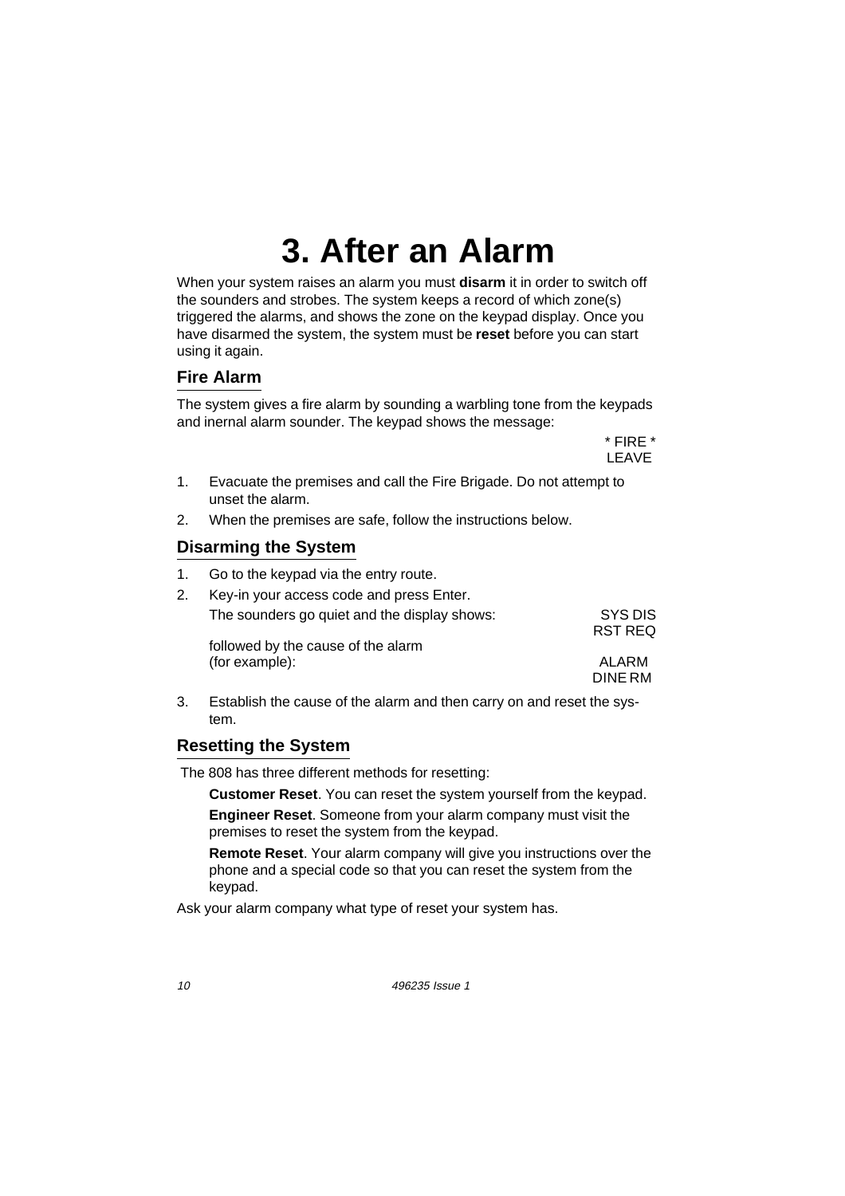# 3. After an Alarm

When your system raises an alarm you must **disarm** it in order to switch off the sounders and strobes. The system keeps a record of which zone(s) triggered the alarms, and shows the zone on the keypad display. Once you have disarmed the system, the system must be **reset** before you can start using it again.

## Fire Alarm

The system gives a fire alarm by sounding a warbling tone from the keypads and inernal alarm sounder. The keypad shows the message:

```
* FIRE *
 LEAVE
```

1. Evacuate the premises and call the Fire Brigade. Do not attempt to unset the alarm.
2. When the premises are safe, follow the instructions below.

## Disarming the System

1. Go to the keypad via the entry route.
2. Key-in your access code and press Enter.

   The sounders go quiet and the display shows:

   ```
   SYS DIS
   RST REQ
   ```

   followed by the cause of the alarm (for example):

   ```
   ALARM
   DINE RM
   ```

3. Establish the cause of the alarm and then carry on and reset the system.

## Resetting the System

The 808 has three different methods for resetting:

**Customer Reset**. You can reset the system yourself from the keypad.

**Engineer Reset**. Someone from your alarm company must visit the premises to reset the system from the keypad.

**Remote Reset**. Your alarm company will give you instructions over the phone and a special code so that you can reset the system from the keypad.

Ask your alarm company what type of reset your system has.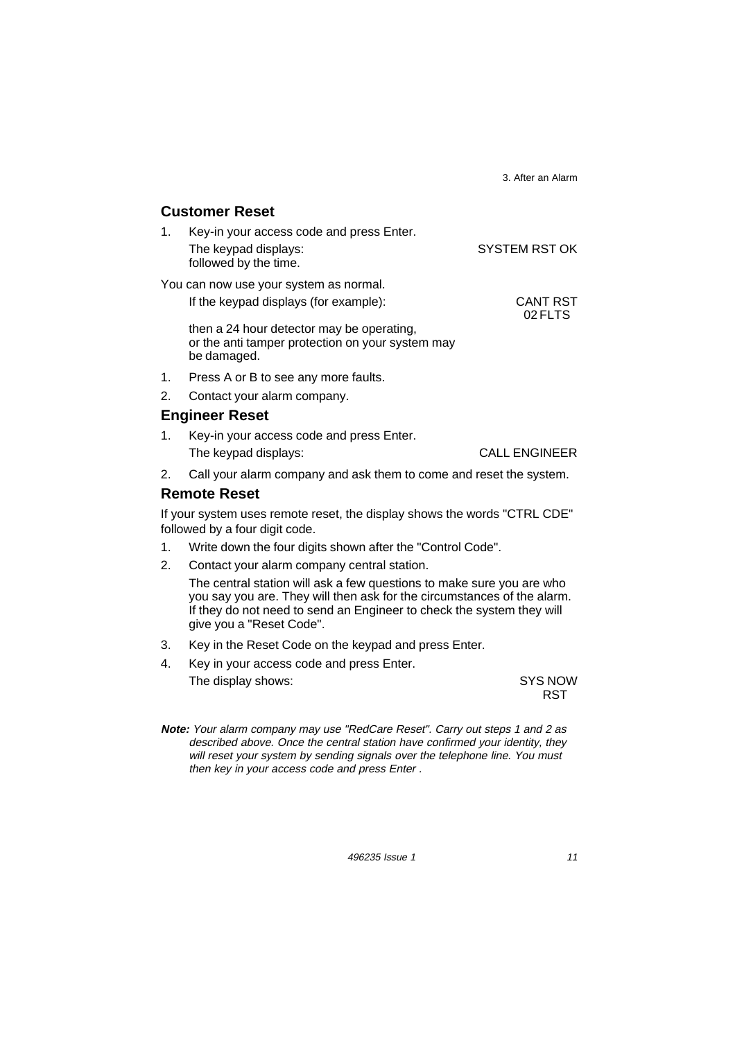## Customer Reset

1. Key-in your access code and press Enter.

   The keypad displays: SYSTEM RST OK

   followed by the time.

You can now use your system as normal.

If the keypad displays (for example): CANT RST 02 FLTS

then a 24 hour detector may be operating, or the anti tamper protection on your system may be damaged.

1. Press A or B to see any more faults.
2. Contact your alarm company.

## Engineer Reset

1. Key-in your access code and press Enter.

   The keypad displays: CALL ENGINEER

2. Call your alarm company and ask them to come and reset the system.

## Remote Reset

If your system uses remote reset, the display shows the words "CTRL CDE" followed by a four digit code.

1. Write down the four digits shown after the "Control Code".
2. Contact your alarm company central station.

   The central station will ask a few questions to make sure you are who you say you are. They will then ask for the circumstances of the alarm. If they do not need to send an Engineer to check the system they will give you a "Reset Code".

3. Key in the Reset Code on the keypad and press Enter.
4. Key in your access code and press Enter.

   The display shows: SYS NOW RST

***Note:*** *Your alarm company may use "RedCare Reset". Carry out steps 1 and 2 as described above. Once the central station have confirmed your identity, they will reset your system by sending signals over the telephone line. You must then key in your access code and press Enter .*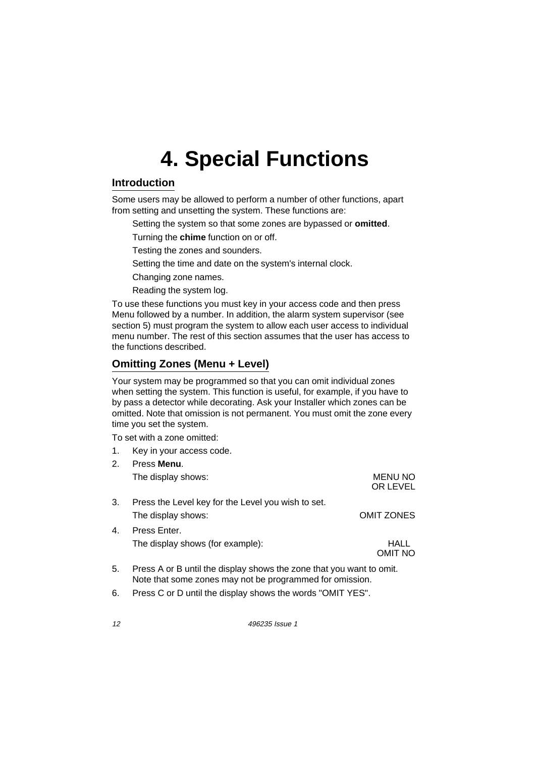# 4. Special Functions

## Introduction

Some users may be allowed to perform a number of other functions, apart from setting and unsetting the system. These functions are:

Setting the system so that some zones are bypassed or **omitted**.

Turning the **chime** function on or off.

Testing the zones and sounders.

Setting the time and date on the system's internal clock.

Changing zone names.

Reading the system log.

To use these functions you must key in your access code and then press Menu followed by a number. In addition, the alarm system supervisor (see section 5) must program the system to allow each user access to individual menu number. The rest of this section assumes that the user has access to the functions described.

## Omitting Zones (Menu + Level)

Your system may be programmed so that you can omit individual zones when setting the system. This function is useful, for example, if you have to by pass a detector while decorating. Ask your Installer which zones can be omitted. Note that omission is not permanent. You must omit the zone every time you set the system.

To set with a zone omitted:

1. Key in your access code.
2. Press **Menu**.

   The display shows: MENU NO OR LEVEL

3. Press the Level key for the Level you wish to set.

   The display shows: OMIT ZONES

4. Press Enter.

   The display shows (for example): HALL OMIT NO

5. Press A or B until the display shows the zone that you want to omit. Note that some zones may not be programmed for omission.
6. Press C or D until the display shows the words "OMIT YES".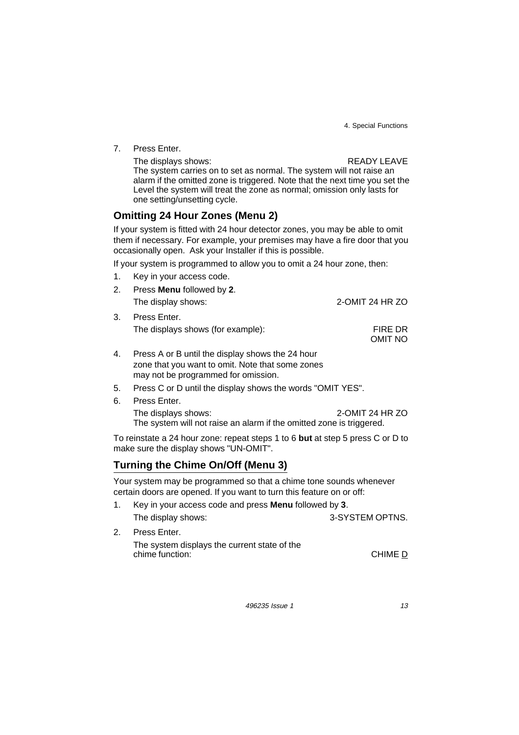7. Press Enter.

   The displays shows: READY LEAVE

   The system carries on to set as normal. The system will not raise an alarm if the omitted zone is triggered. Note that the next time you set the Level the system will treat the zone as normal; omission only lasts for one setting/unsetting cycle.

## Omitting 24 Hour Zones (Menu 2)

If your system is fitted with 24 hour detector zones, you may be able to omit them if necessary. For example, your premises may have a fire door that you occasionally open. Ask your Installer if this is possible.

If your system is programmed to allow you to omit a 24 hour zone, then:

1. Key in your access code.
2. Press **Menu** followed by **2**.

   The display shows: 2-OMIT 24 HR ZO
3. Press Enter.

   The displays shows (for example): FIRE DR OMIT NO
4. Press A or B until the display shows the 24 hour zone that you want to omit. Note that some zones may not be programmed for omission.
5. Press C or D until the display shows the words "OMIT YES".
6. Press Enter.

   The displays shows: 2-OMIT 24 HR ZO

   The system will not raise an alarm if the omitted zone is triggered.

To reinstate a 24 hour zone: repeat steps 1 to 6 **but** at step 5 press C or D to make sure the display shows "UN-OMIT".

## Turning the Chime On/Off (Menu 3)

Your system may be programmed so that a chime tone sounds whenever certain doors are opened. If you want to turn this feature on or off:

1. Key in your access code and press **Menu** followed by **3**.

   The display shows: 3-SYSTEM OPTNS.
2. Press Enter.

   The system displays the current state of the chime function: CHIME D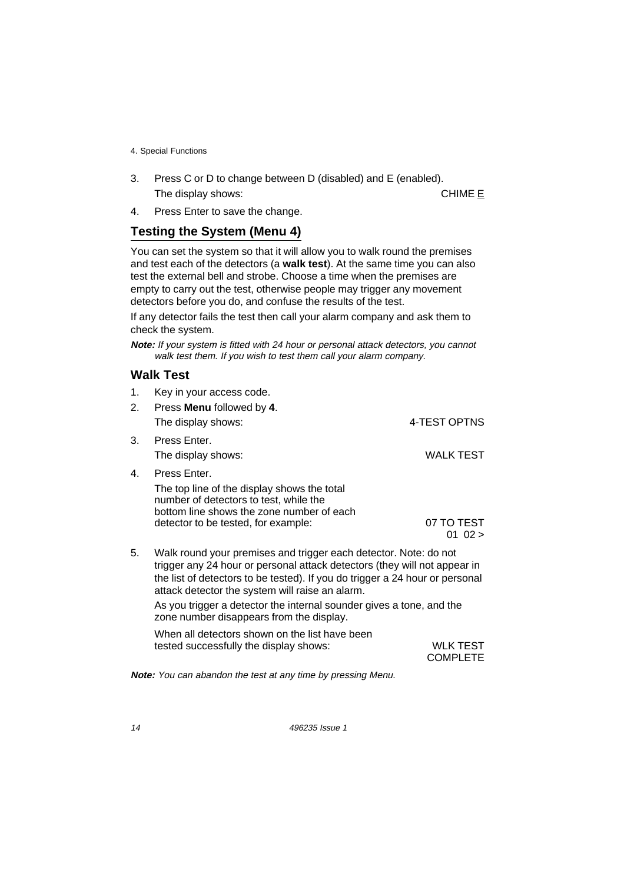3. Press C or D to change between D (disabled) and E (enabled).
   The display shows: CHIME E

4. Press Enter to save the change.

## Testing the System (Menu 4)

You can set the system so that it will allow you to walk round the premises and test each of the detectors (a **walk test**). At the same time you can also test the external bell and strobe. Choose a time when the premises are empty to carry out the test, otherwise people may trigger any movement detectors before you do, and confuse the results of the test.

If any detector fails the test then call your alarm company and ask them to check the system.

***Note:*** *If your system is fitted with 24 hour or personal attack detectors, you cannot walk test them. If you wish to test them call your alarm company.*

### Walk Test

1. Key in your access code.
2. Press **Menu** followed by **4**.
   The display shows: 4-TEST OPTNS
3. Press Enter.
   The display shows: WALK TEST
4. Press Enter.
   The top line of the display shows the total number of detectors to test, while the bottom line shows the zone number of each detector to be tested, for example: 07 TO TEST
   01 02 >
5. Walk round your premises and trigger each detector. Note: do not trigger any 24 hour or personal attack detectors (they will not appear in the list of detectors to be tested). If you do trigger a 24 hour or personal attack detector the system will raise an alarm.

   As you trigger a detector the internal sounder gives a tone, and the zone number disappears from the display.

   When all detectors shown on the list have been tested successfully the display shows: WLK TEST COMPLETE

***Note:*** *You can abandon the test at any time by pressing Menu.*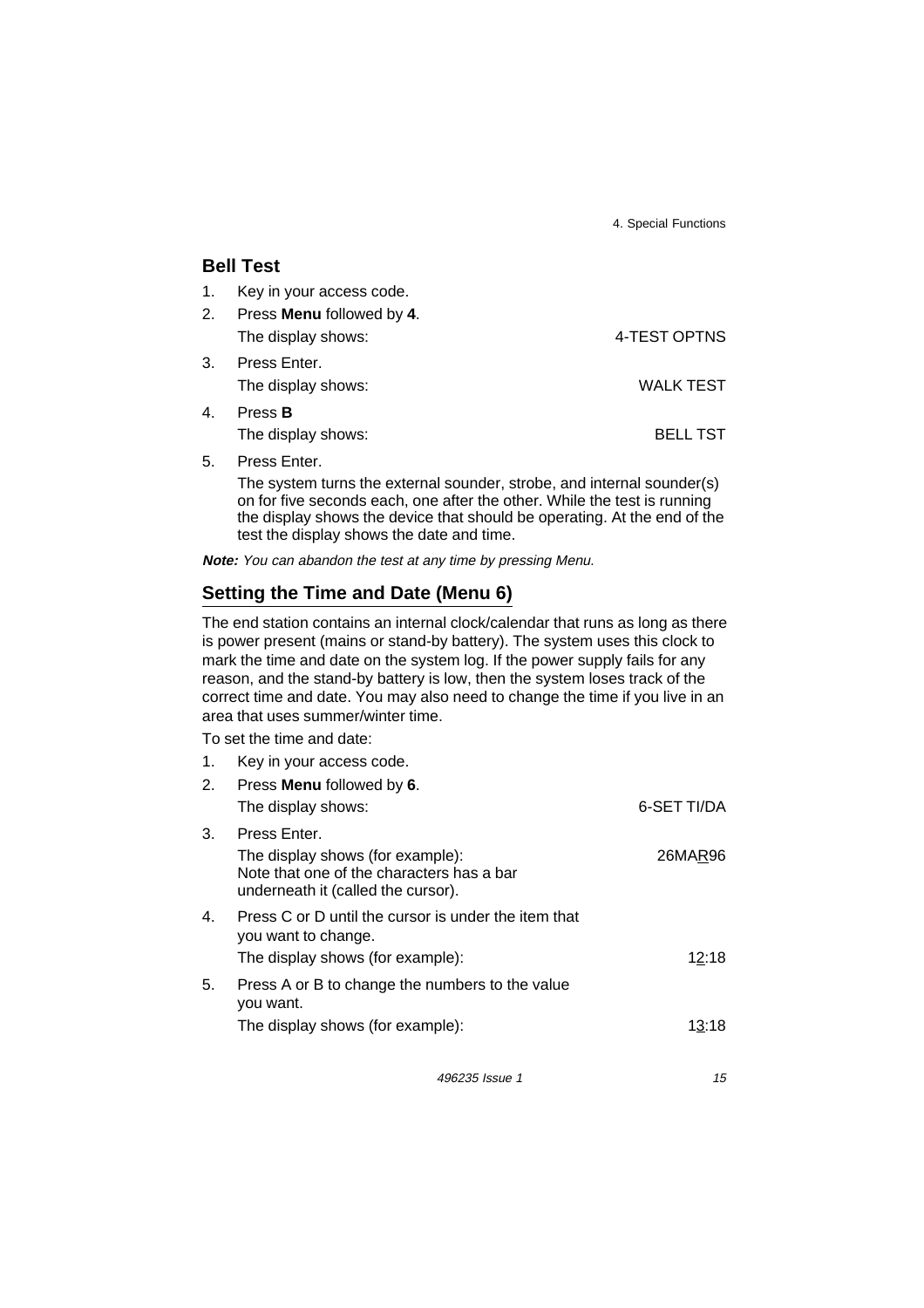## Bell Test

1. Key in your access code.
2. Press **Menu** followed by **4**.
   The display shows: 4-TEST OPTNS
3. Press Enter.
   The display shows: WALK TEST
4. Press **B**
   The display shows: BELL TST
5. Press Enter.
   The system turns the external sounder, strobe, and internal sounder(s) on for five seconds each, one after the other. While the test is running the display shows the device that should be operating. At the end of the test the display shows the date and time.

***Note:*** *You can abandon the test at any time by pressing Menu.*

## Setting the Time and Date (Menu 6)

The end station contains an internal clock/calendar that runs as long as there is power present (mains or stand-by battery). The system uses this clock to mark the time and date on the system log. If the power supply fails for any reason, and the stand-by battery is low, then the system loses track of the correct time and date. You may also need to change the time if you live in an area that uses summer/winter time.

To set the time and date:

1. Key in your access code.
2. Press **Menu** followed by **6**.
   The display shows: 6-SET TI/DA
3. Press Enter.
   The display shows (for example): 26MAR96
   Note that one of the characters has a bar underneath it (called the cursor).
4. Press C or D until the cursor is under the item that you want to change.
   The display shows (for example): 12:18
5. Press A or B to change the numbers to the value you want.
   The display shows (for example): 13:18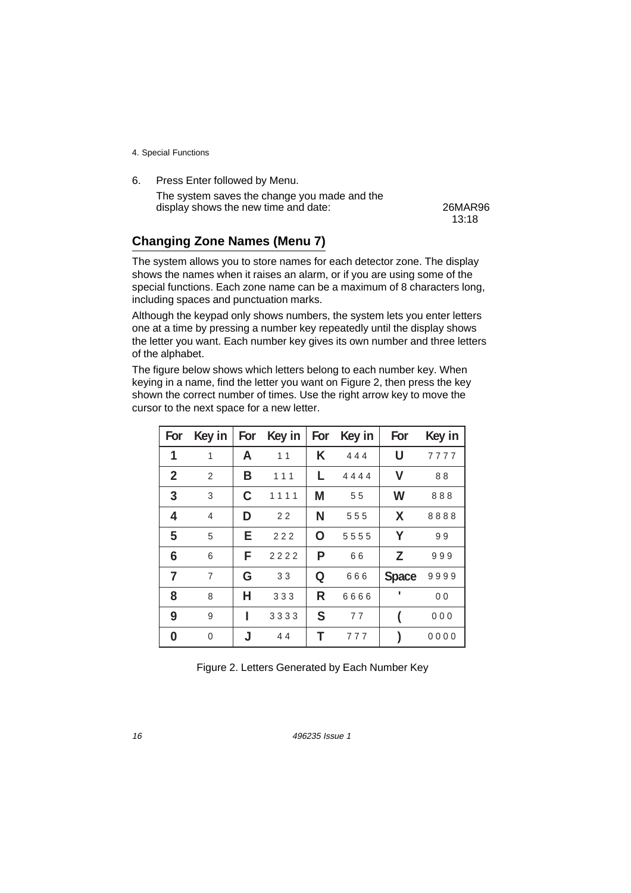6. Press Enter followed by Menu.

   The system saves the change you made and the display shows the new time and date:

   26MAR96
   13:18

## Changing Zone Names (Menu 7)

The system allows you to store names for each detector zone. The display shows the names when it raises an alarm, or if you are using some of the special functions. Each zone name can be a maximum of 8 characters long, including spaces and punctuation marks.

Although the keypad only shows numbers, the system lets you enter letters one at a time by pressing a number key repeatedly until the display shows the letter you want. Each number key gives its own number and three letters of the alphabet.

The figure below shows which letters belong to each number key. When keying in a name, find the letter you want on Figure 2, then press the key shown the correct number of times. Use the right arrow key to move the cursor to the next space for a new letter.

| For | Key in | For | Key in | For | Key in | For | Key in |
|---|---|---|---|---|---|---|---|
| **1** | 1 | **A** | 1 1 | **K** | 4 4 4 | **U** | 7 7 7 7 |
| **2** | 2 | **B** | 1 1 1 | **L** | 4 4 4 4 | **V** | 8 8 |
| **3** | 3 | **C** | 1 1 1 1 | **M** | 5 5 | **W** | 8 8 8 |
| **4** | 4 | **D** | 2 2 | **N** | 5 5 5 | **X** | 8 8 8 8 |
| **5** | 5 | **E** | 2 2 2 | **O** | 5 5 5 5 | **Y** | 9 9 |
| **6** | 6 | **F** | 2 2 2 2 | **P** | 6 6 | **Z** | 9 9 9 |
| **7** | 7 | **G** | 3 3 | **Q** | 6 6 6 | **Space** | 9 9 9 9 |
| **8** | 8 | **H** | 3 3 3 | **R** | 6 6 6 6 | **'** | 0 0 |
| **9** | 9 | **I** | 3 3 3 3 | **S** | 7 7 | **(** | 0 0 0 |
| **0** | 0 | **J** | 4 4 | **T** | 7 7 7 | **)** | 0 0 0 0 |

Figure 2. Letters Generated by Each Number Key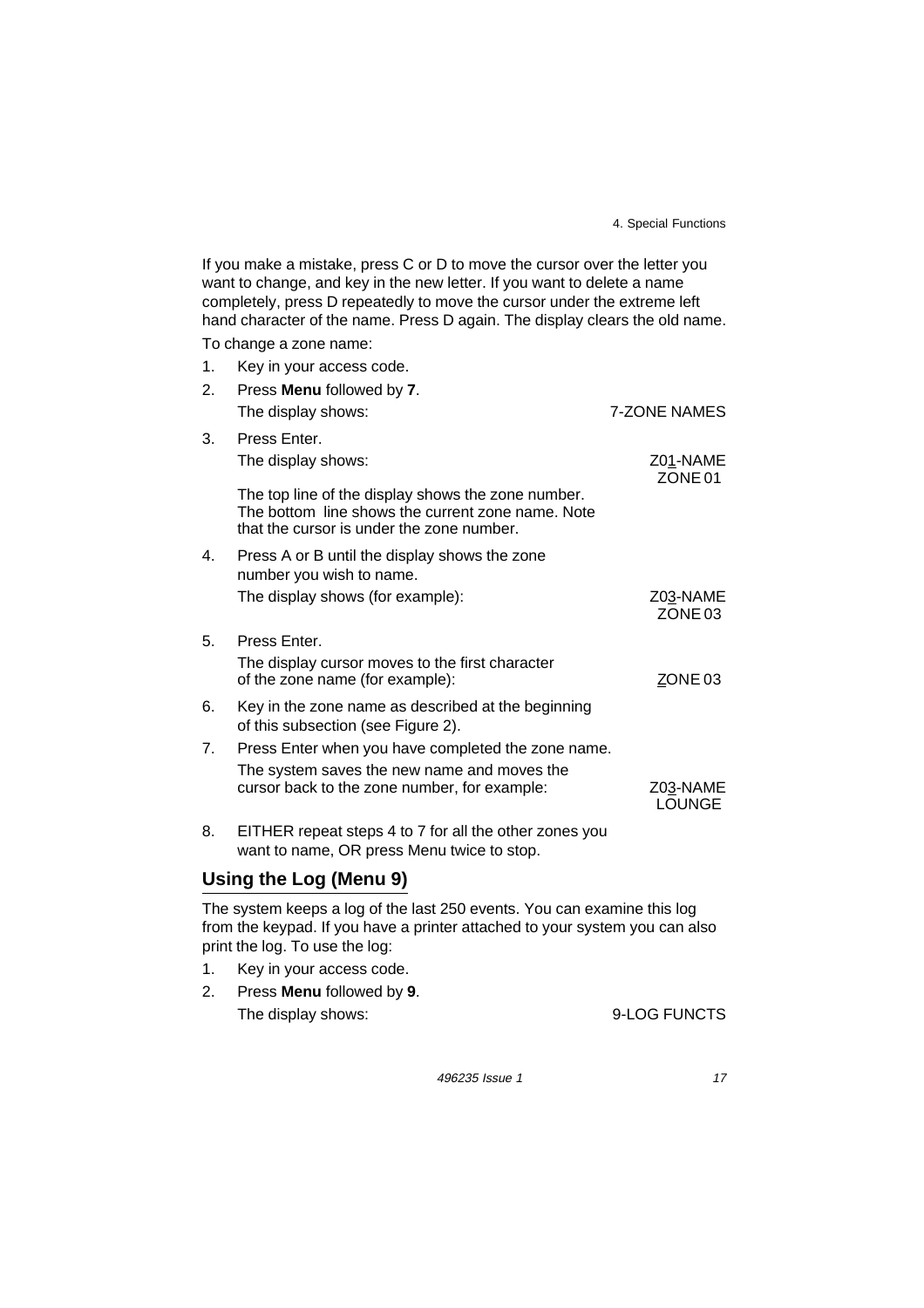If you make a mistake, press C or D to move the cursor over the letter you want to change, and key in the new letter. If you want to delete a name completely, press D repeatedly to move the cursor under the extreme left hand character of the name. Press D again. The display clears the old name.

To change a zone name:

1. Key in your access code.
2. Press **Menu** followed by **7**.

   The display shows: 7-ZONE NAMES
3. Press Enter.

   The display shows: Z01-NAME ZONE 01

   The top line of the display shows the zone number. The bottom line shows the current zone name. Note that the cursor is under the zone number.
4. Press A or B until the display shows the zone number you wish to name.

   The display shows (for example): Z03-NAME ZONE 03
5. Press Enter.

   The display cursor moves to the first character of the zone name (for example): ZONE 03
6. Key in the zone name as described at the beginning of this subsection (see Figure 2).
7. Press Enter when you have completed the zone name.

   The system saves the new name and moves the cursor back to the zone number, for example: Z03-NAME LOUNGE
8. EITHER repeat steps 4 to 7 for all the other zones you want to name, OR press Menu twice to stop.

## Using the Log (Menu 9)

The system keeps a log of the last 250 events. You can examine this log from the keypad. If you have a printer attached to your system you can also print the log. To use the log:

1. Key in your access code.
2. Press **Menu** followed by **9**.

   The display shows: 9-LOG FUNCTS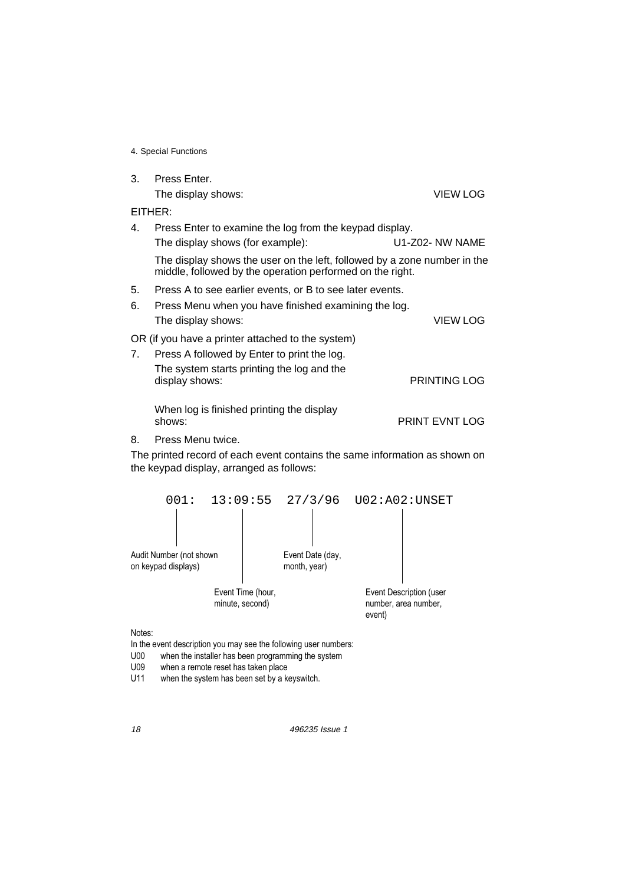3. Press Enter.
   The display shows: VIEW LOG

EITHER:

4. Press Enter to examine the log from the keypad display.
   The display shows (for example): U1-Z02- NW NAME

   The display shows the user on the left, followed by a zone number in the middle, followed by the operation performed on the right.

5. Press A to see earlier events, or B to see later events.
6. Press Menu when you have finished examining the log.
   The display shows: VIEW LOG

OR (if you have a printer attached to the system)

7. Press A followed by Enter to print the log.
   The system starts printing the log and the display shows: PRINTING LOG

   When log is finished printing the display shows: PRINT EVNT LOG

8. Press Menu twice.

The printed record of each event contains the same information as shown on the keypad display, arranged as follows:

```
001:  13:09:55  27/3/96  U02:A02:UNSET
```

- 001: – Audit Number (not shown on keypad displays)
- 13:09:55 – Event Time (hour, minute, second)
- 27/3/96 – Event Date (day, month, year)
- U02:A02:UNSET – Event Description (user number, area number, event)

Notes:

In the event description you may see the following user numbers:

U00 when the installer has been programming the system
U09 when a remote reset has taken place
U11 when the system has been set by a keyswitch.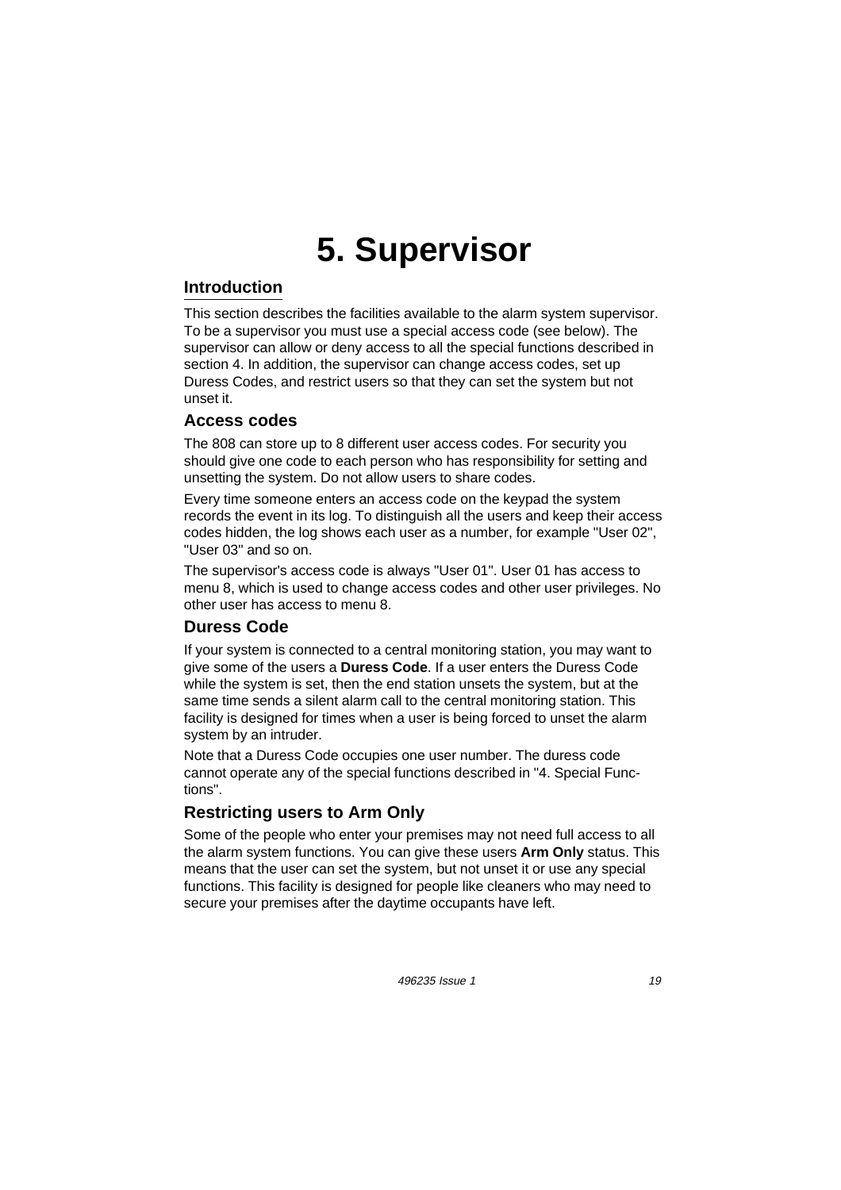# 5. Supervisor

## Introduction

This section describes the facilities available to the alarm system supervisor. To be a supervisor you must use a special access code (see below). The supervisor can allow or deny access to all the special functions described in section 4. In addition, the supervisor can change access codes, set up Duress Codes, and restrict users so that they can set the system but not unset it.

### Access codes

The 808 can store up to 8 different user access codes. For security you should give one code to each person who has responsibility for setting and unsetting the system. Do not allow users to share codes.

Every time someone enters an access code on the keypad the system records the event in its log. To distinguish all the users and keep their access codes hidden, the log shows each user as a number, for example "User 02", "User 03" and so on.

The supervisor's access code is always "User 01". User 01 has access to menu 8, which is used to change access codes and other user privileges. No other user has access to menu 8.

### Duress Code

If your system is connected to a central monitoring station, you may want to give some of the users a **Duress Code**. If a user enters the Duress Code while the system is set, then the end station unsets the system, but at the same time sends a silent alarm call to the central monitoring station. This facility is designed for times when a user is being forced to unset the alarm system by an intruder.

Note that a Duress Code occupies one user number. The duress code cannot operate any of the special functions described in "4. Special Functions".

### Restricting users to Arm Only

Some of the people who enter your premises may not need full access to all the alarm system functions. You can give these users **Arm Only** status. This means that the user can set the system, but not unset it or use any special functions. This facility is designed for people like cleaners who may need to secure your premises after the daytime occupants have left.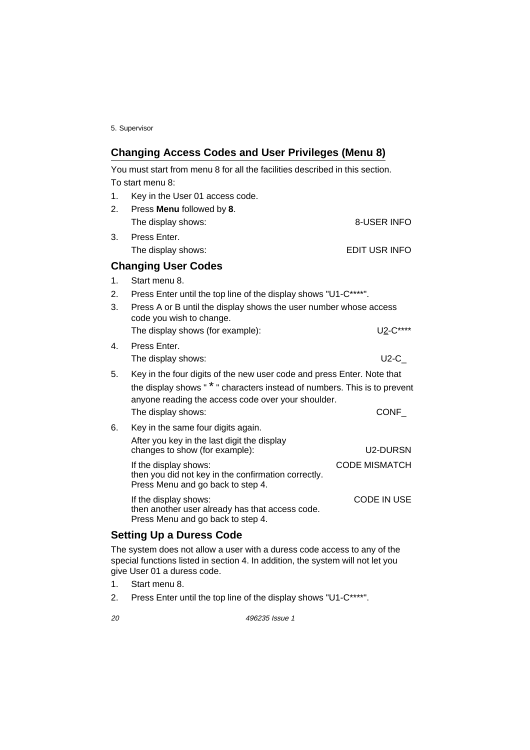## Changing Access Codes and User Privileges (Menu 8)

You must start from menu 8 for all the facilities described in this section.

To start menu 8:

1. Key in the User 01 access code.
2. Press **Menu** followed by **8**.

   The display shows: 8-USER INFO

3. Press Enter.

   The display shows: EDIT USR INFO

### Changing User Codes

1. Start menu 8.
2. Press Enter until the top line of the display shows "U1-C****".
3. Press A or B until the display shows the user number whose access code you wish to change.

   The display shows (for example): U2-C****

4. Press Enter.

   The display shows: U2-C_

5. Key in the four digits of the new user code and press Enter. Note that the display shows " * " characters instead of numbers. This is to prevent anyone reading the access code over your shoulder.

   The display shows: CONF_

6. Key in the same four digits again.

   After you key in the last digit the display changes to show (for example): U2-DURSN

   If the display shows: CODE MISMATCH
   then you did not key in the confirmation correctly. Press Menu and go back to step 4.

   If the display shows: CODE IN USE
   then another user already has that access code. Press Menu and go back to step 4.

### Setting Up a Duress Code

The system does not allow a user with a duress code access to any of the special functions listed in section 4. In addition, the system will not let you give User 01 a duress code.

1. Start menu 8.
2. Press Enter until the top line of the display shows "U1-C****".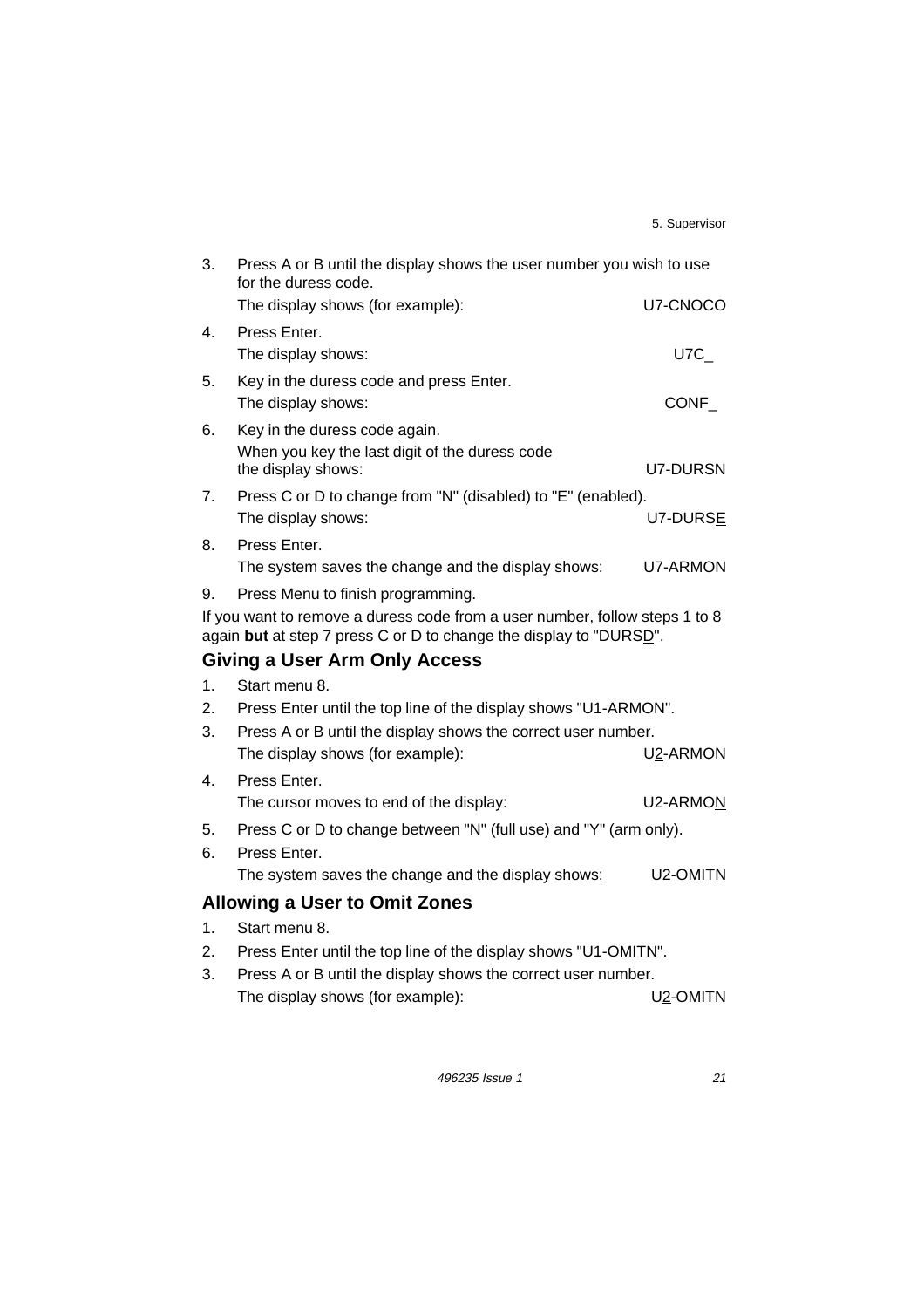3. Press A or B until the display shows the user number you wish to use for the duress code.
   The display shows (for example): U7-CNOCO
4. Press Enter.
   The display shows: U7C_
5. Key in the duress code and press Enter.
   The display shows: CONF_
6. Key in the duress code again.
   When you key the last digit of the duress code the display shows: U7-DURSN
7. Press C or D to change from "N" (disabled) to "E" (enabled).
   The display shows: U7-DURS<u>E</u>
8. Press Enter.
   The system saves the change and the display shows: U7-ARMON
9. Press Menu to finish programming.

If you want to remove a duress code from a user number, follow steps 1 to 8 again **but** at step 7 press C or D to change the display to "DURS<u>D</u>".

## Giving a User Arm Only Access

1. Start menu 8.
2. Press Enter until the top line of the display shows "U1-ARMON".
3. Press A or B until the display shows the correct user number.
   The display shows (for example): U<u>2</u>-ARMON
4. Press Enter.
   The cursor moves to end of the display: U2-ARMO<u>N</u>
5. Press C or D to change between "N" (full use) and "Y" (arm only).
6. Press Enter.
   The system saves the change and the display shows: U2-OMITN

## Allowing a User to Omit Zones

1. Start menu 8.
2. Press Enter until the top line of the display shows "U1-OMITN".
3. Press A or B until the display shows the correct user number.
   The display shows (for example): U<u>2</u>-OMITN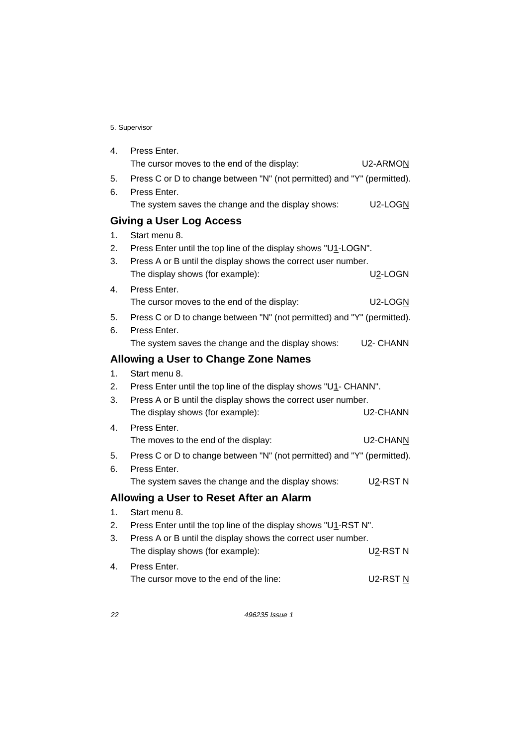4. Press Enter.
   The cursor moves to the end of the display: U2-ARMON
5. Press C or D to change between "N" (not permitted) and "Y" (permitted).
6. Press Enter.
   The system saves the change and the display shows: U2-LOGN

## Giving a User Log Access

1. Start menu 8.
2. Press Enter until the top line of the display shows "U1-LOGN".
3. Press A or B until the display shows the correct user number.
   The display shows (for example): U2-LOGN
4. Press Enter.
   The cursor moves to the end of the display: U2-LOGN
5. Press C or D to change between "N" (not permitted) and "Y" (permitted).
6. Press Enter.
   The system saves the change and the display shows: U2- CHANN

## Allowing a User to Change Zone Names

1. Start menu 8.
2. Press Enter until the top line of the display shows "U1- CHANN".
3. Press A or B until the display shows the correct user number.
   The display shows (for example): U2-CHANN
4. Press Enter.
   The moves to the end of the display: U2-CHANN
5. Press C or D to change between "N" (not permitted) and "Y" (permitted).
6. Press Enter.
   The system saves the change and the display shows: U2-RST N

## Allowing a User to Reset After an Alarm

1. Start menu 8.
2. Press Enter until the top line of the display shows "U1-RST N".
3. Press A or B until the display shows the correct user number.
   The display shows (for example): U2-RST N
4. Press Enter.
   The cursor move to the end of the line: U2-RST N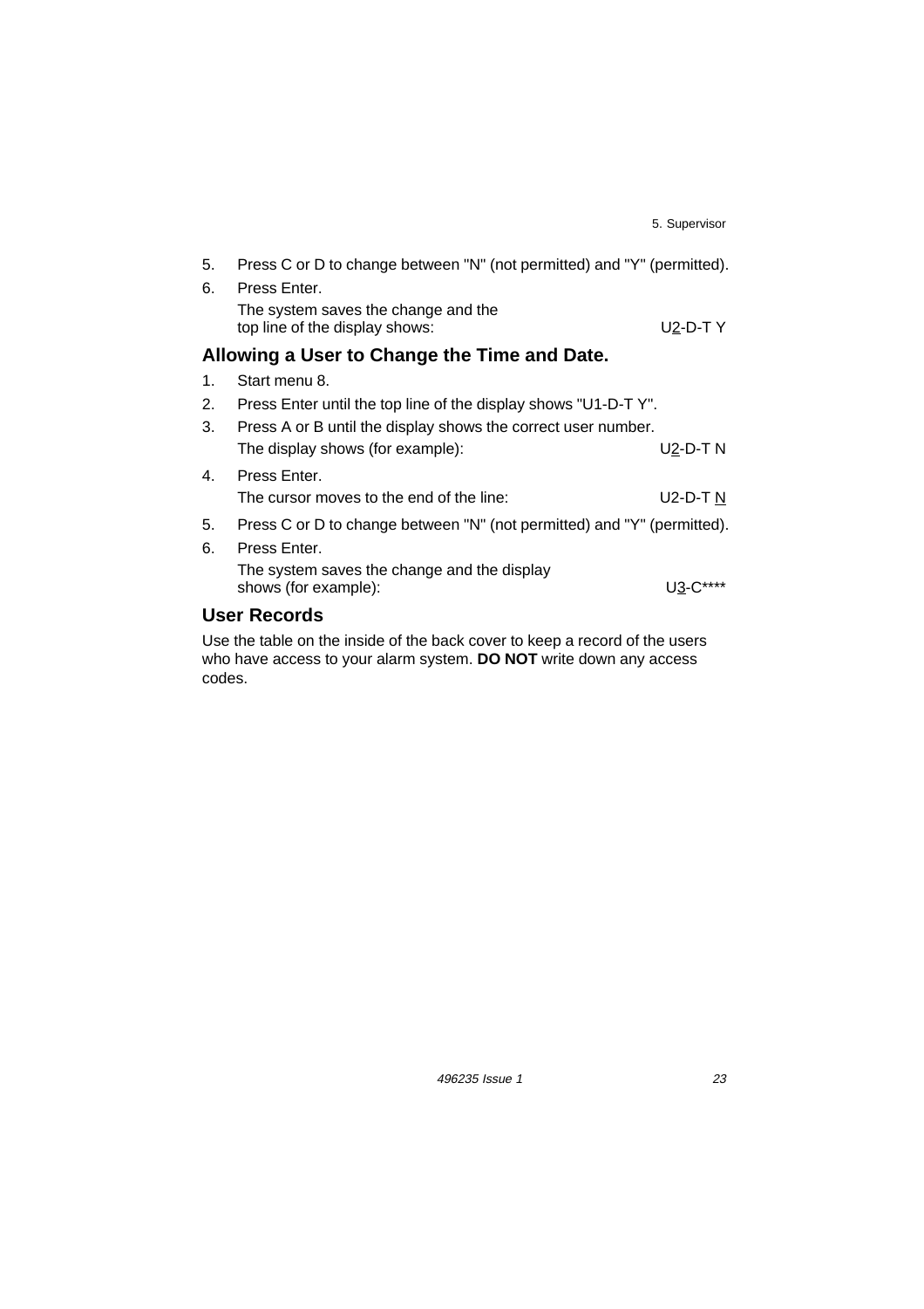5. Press C or D to change between "N" (not permitted) and "Y" (permitted).
6. Press Enter.

   The system saves the change and the top line of the display shows: U2-D-T Y

## Allowing a User to Change the Time and Date.

1. Start menu 8.
2. Press Enter until the top line of the display shows "U1-D-T Y".
3. Press A or B until the display shows the correct user number.

   The display shows (for example): U2-D-T N
4. Press Enter.

   The cursor moves to the end of the line: U2-D-T N
5. Press C or D to change between "N" (not permitted) and "Y" (permitted).
6. Press Enter.

   The system saves the change and the display shows (for example): U3-C****

## User Records

Use the table on the inside of the back cover to keep a record of the users who have access to your alarm system. **DO NOT** write down any access codes.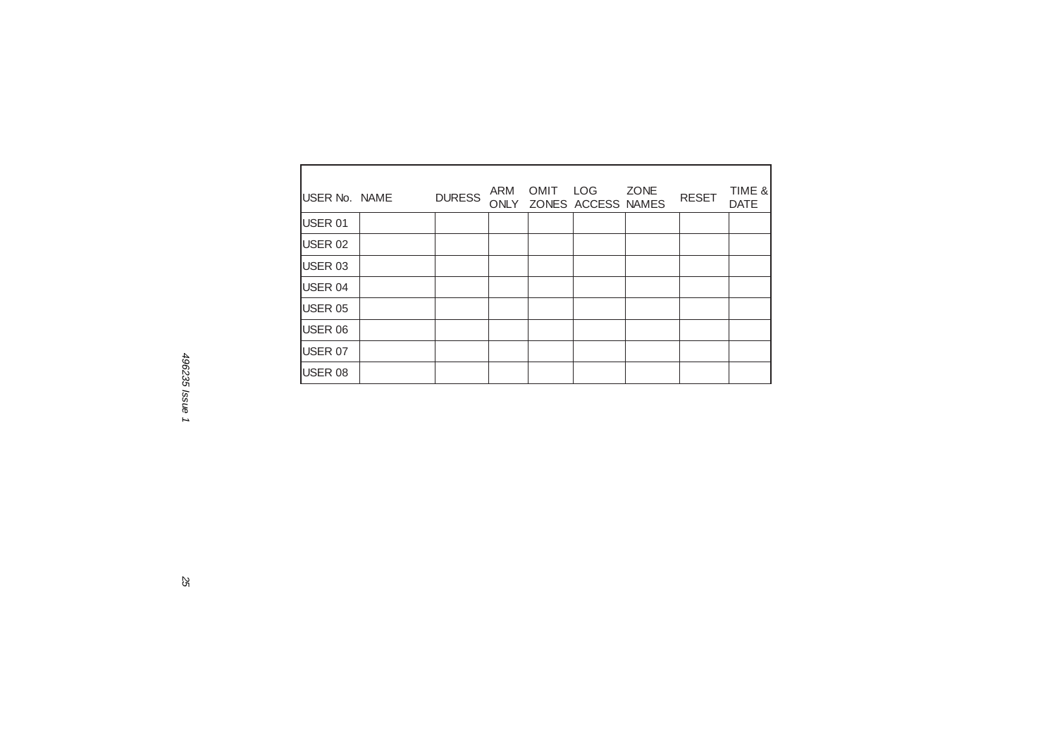| USER No. | NAME | DURESS | ARM ONLY | OMIT ZONES | LOG ACCESS | ZONE NAMES | RESET | TIME & DATE |
|---|---|---|---|---|---|---|---|---|
| USER 01 | | | | | | | | |
| USER 02 | | | | | | | | |
| USER 03 | | | | | | | | |
| USER 04 | | | | | | | | |
| USER 05 | | | | | | | | |
| USER 06 | | | | | | | | |
| USER 07 | | | | | | | | |
| USER 08 | | | | | | | | |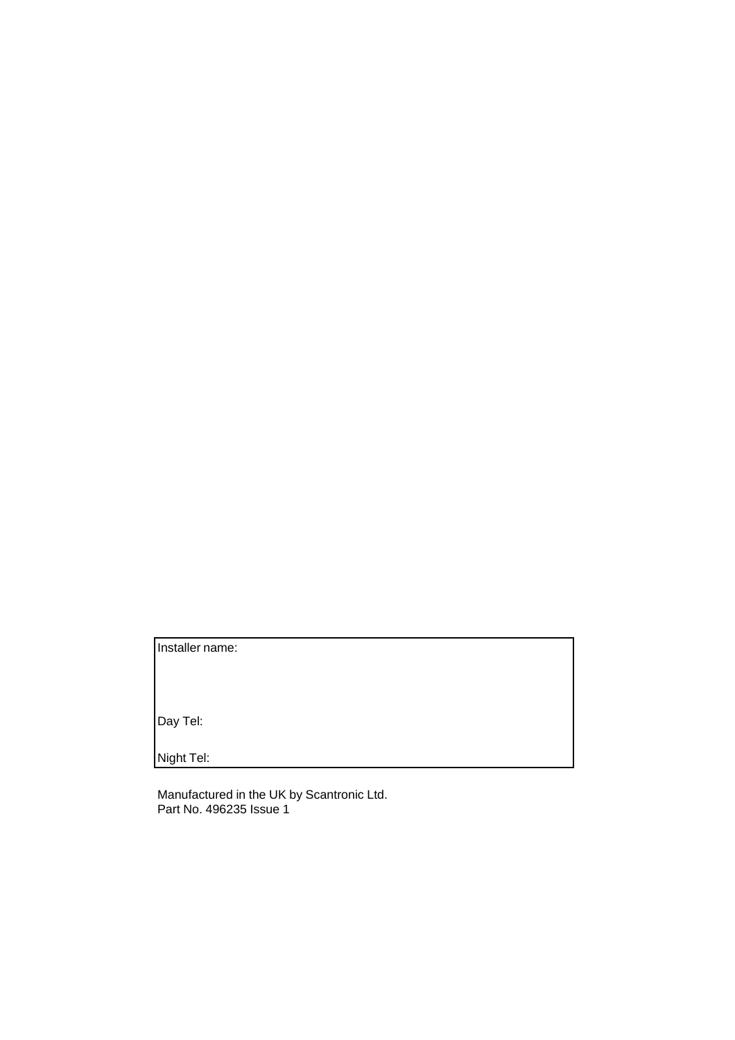| |
|---|
| Installer name:<br><br><br><br>Day Tel:<br><br>Night Tel: |

Manufactured in the UK by Scantronic Ltd.
Part No. 496235 Issue 1